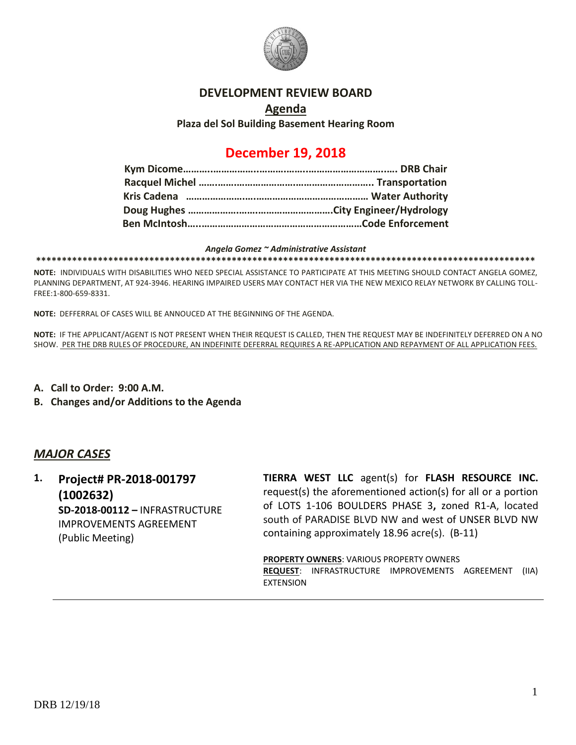# DEVELOPMENT REVIEW BOARD

## Agenda

**Plaza del Sol Building Basement Hearing Room**

## December 19, 2018

**Kym Dicome………………………………………………………………. DRB Chair**
**Racquel Michel ……………………………………………………….. Transportation**
**Kris Cadena ……………………………………………………… Water Authority**
**Doug Hughes ……………………………………………City Engineer/Hydrology**
**Ben McIntosh…...……………………………………………………Code Enforcement**

***Angela Gomez ~ Administrative Assistant***

**************************************************************************************************************

**NOTE:** INDIVIDUALS WITH DISABILITIES WHO NEED SPECIAL ASSISTANCE TO PARTICIPATE AT THIS MEETING SHOULD CONTACT ANGELA GOMEZ, PLANNING DEPARTMENT, AT 924-3946. HEARING IMPAIRED USERS MAY CONTACT HER VIA THE NEW MEXICO RELAY NETWORK BY CALLING TOLL-FREE:1-800-659-8331.

**NOTE:** DEFFERRAL OF CASES WILL BE ANNOUCED AT THE BEGINNING OF THE AGENDA.

**NOTE:** IF THE APPLICANT/AGENT IS NOT PRESENT WHEN THEIR REQUEST IS CALLED, THEN THE REQUEST MAY BE INDEFINITELY DEFERRED ON A NO SHOW. PER THE DRB RULES OF PROCEDURE, AN INDEFINITE DEFERRAL REQUIRES A RE-APPLICATION AND REPAYMENT OF ALL APPLICATION FEES.

**A. Call to Order: 9:00 A.M.**

**B. Changes and/or Additions to the Agenda**

## *MAJOR CASES*

**1. Project# PR-2018-001797 (1002632)**
**SD-2018-00112 –** INFRASTRUCTURE IMPROVEMENTS AGREEMENT (Public Meeting)

**TIERRA WEST LLC** agent(s) for **FLASH RESOURCE INC.** request(s) the aforementioned action(s) for all or a portion of LOTS 1-106 BOULDERS PHASE 3**,** zoned R1-A, located south of PARADISE BLVD NW and west of UNSER BLVD NW containing approximately 18.96 acre(s). (B-11)

**PROPERTY OWNERS**: VARIOUS PROPERTY OWNERS
**REQUEST**: INFRASTRUCTURE IMPROVEMENTS AGREEMENT (IIA) EXTENSION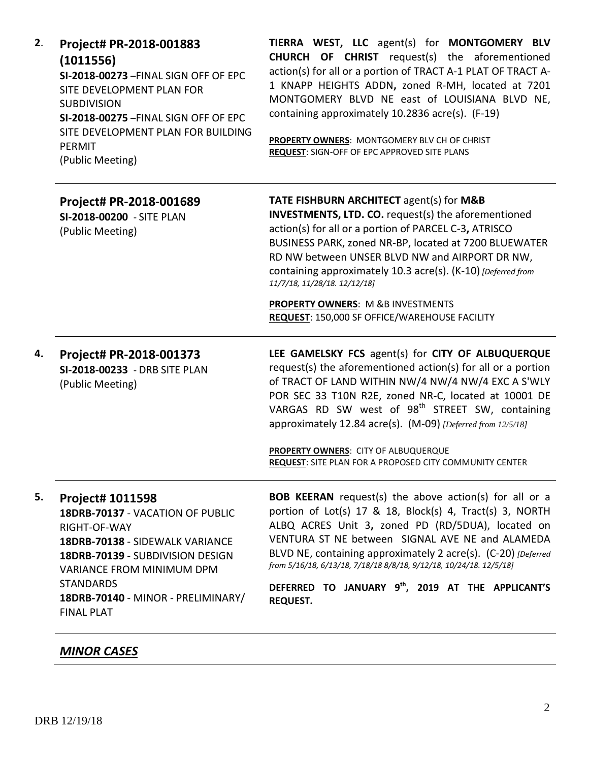**2.** **Project# PR-2018-001883 (1011556)**
**SI-2018-00273** –FINAL SIGN OFF OF EPC SITE DEVELOPMENT PLAN FOR SUBDIVISION
**SI-2018-00275** –FINAL SIGN OFF OF EPC SITE DEVELOPMENT PLAN FOR BUILDING PERMIT
(Public Meeting)

**TIERRA WEST, LLC** agent(s) for **MONTGOMERY BLV CHURCH OF CHRIST** request(s) the aforementioned action(s) for all or a portion of TRACT A-1 PLAT OF TRACT A-1 KNAPP HEIGHTS ADDN**,** zoned R-MH, located at 7201 MONTGOMERY BLVD NE east of LOUISIANA BLVD NE, containing approximately 10.2836 acre(s). (F-19)

**PROPERTY OWNERS**: MONTGOMERY BLV CH OF CHRIST
**REQUEST**: SIGN-OFF OF EPC APPROVED SITE PLANS

---

**Project# PR-2018-001689**
**SI-2018-00200** - SITE PLAN
(Public Meeting)

**TATE FISHBURN ARCHITECT** agent(s) for **M&B INVESTMENTS, LTD. CO.** request(s) the aforementioned action(s) for all or a portion of PARCEL C-3**,** ATRISCO BUSINESS PARK, zoned NR-BP, located at 7200 BLUEWATER RD NW between UNSER BLVD NW and AIRPORT DR NW, containing approximately 10.3 acre(s). (K-10) *[Deferred from 11/7/18, 11/28/18. 12/12/18]*

**PROPERTY OWNERS**: M &B INVESTMENTS
**REQUEST**: 150,000 SF OFFICE/WAREHOUSE FACILITY

---

**4.** **Project# PR-2018-001373**
**SI-2018-00233** - DRB SITE PLAN
(Public Meeting)

**LEE GAMELSKY FCS** agent(s) for **CITY OF ALBUQUERQUE** request(s) the aforementioned action(s) for all or a portion of TRACT OF LAND WITHIN NW/4 NW/4 NW/4 EXC A S'WLY POR SEC 33 T10N R2E, zoned NR-C, located at 10001 DE VARGAS RD SW west of 98th STREET SW, containing approximately 12.84 acre(s). (M-09) *[Deferred from 12/5/18]*

**PROPERTY OWNERS**: CITY OF ALBUQUERQUE
**REQUEST**: SITE PLAN FOR A PROPOSED CITY COMMUNITY CENTER

---

**5.** **Project# 1011598**
**18DRB-70137** - VACATION OF PUBLIC RIGHT-OF-WAY
**18DRB-70138** - SIDEWALK VARIANCE
**18DRB-70139** - SUBDIVISION DESIGN VARIANCE FROM MINIMUM DPM STANDARDS
**18DRB-70140** - MINOR - PRELIMINARY/ FINAL PLAT

**BOB KEERAN** request(s) the above action(s) for all or a portion of Lot(s) 17 & 18, Block(s) 4, Tract(s) 3, NORTH ALBQ ACRES Unit 3**,** zoned PD (RD/5DUA), located on VENTURA ST NE between SIGNAL AVE NE and ALAMEDA BLVD NE, containing approximately 2 acre(s). (C-20) *[Deferred from 5/16/18, 6/13/18, 7/18/18 8/8/18, 9/12/18, 10/24/18. 12/5/18]*

**DEFERRED TO JANUARY 9th, 2019 AT THE APPLICANT'S REQUEST.**

---

***MINOR CASES***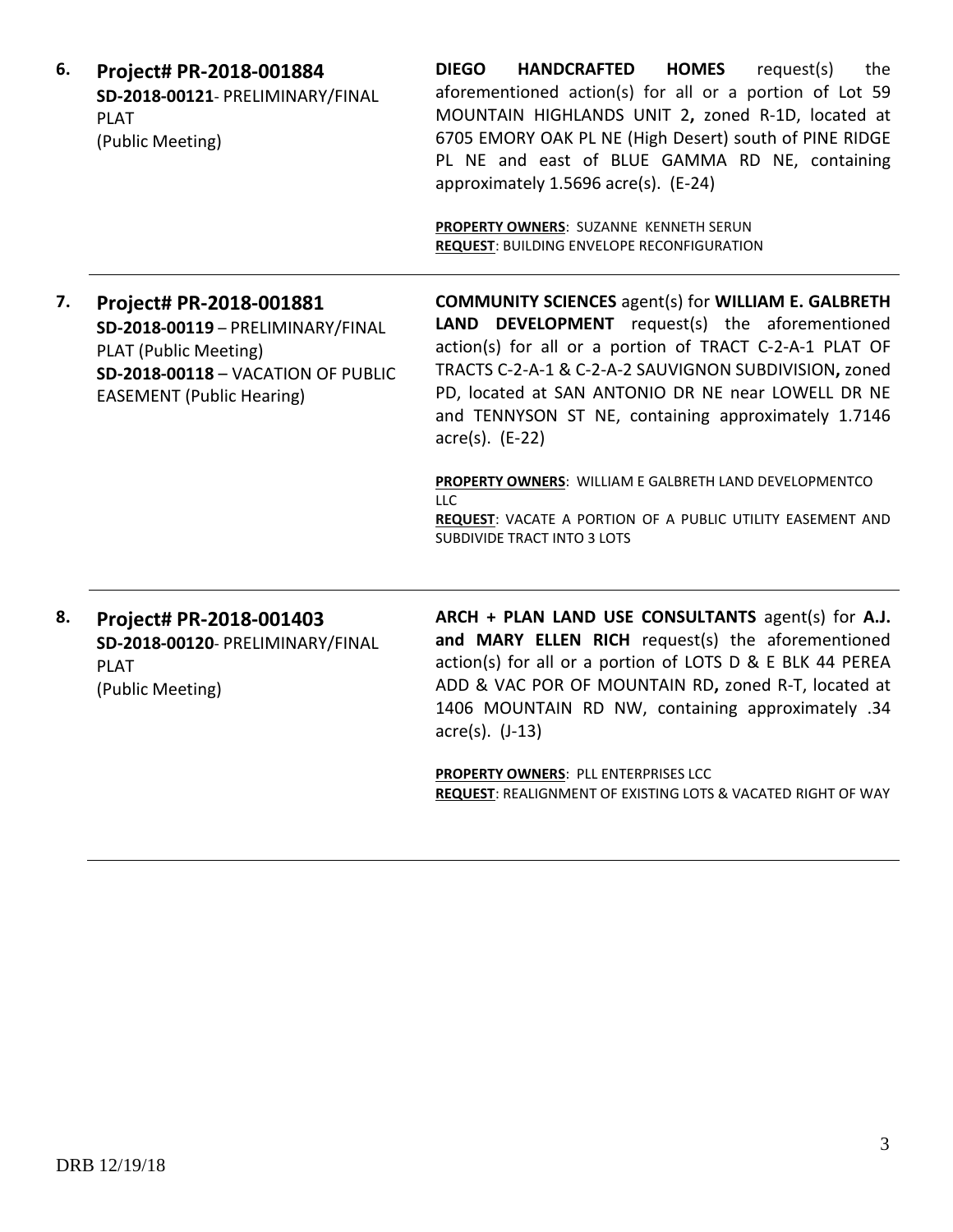**6. Project# PR-2018-001884**
**SD-2018-00121**- PRELIMINARY/FINAL PLAT
(Public Meeting)

**DIEGO HANDCRAFTED HOMES** request(s) the aforementioned action(s) for all or a portion of Lot 59 MOUNTAIN HIGHLANDS UNIT 2**,** zoned R-1D, located at 6705 EMORY OAK PL NE (High Desert) south of PINE RIDGE PL NE and east of BLUE GAMMA RD NE, containing approximately 1.5696 acre(s). (E-24)

**PROPERTY OWNERS**: SUZANNE KENNETH SERUN
**REQUEST**: BUILDING ENVELOPE RECONFIGURATION

---

**7. Project# PR-2018-001881**
**SD-2018-00119** – PRELIMINARY/FINAL PLAT (Public Meeting)
**SD-2018-00118** – VACATION OF PUBLIC EASEMENT (Public Hearing)

**COMMUNITY SCIENCES** agent(s) for **WILLIAM E. GALBRETH LAND DEVELOPMENT** request(s) the aforementioned action(s) for all or a portion of TRACT C-2-A-1 PLAT OF TRACTS C-2-A-1 & C-2-A-2 SAUVIGNON SUBDIVISION**,** zoned PD, located at SAN ANTONIO DR NE near LOWELL DR NE and TENNYSON ST NE, containing approximately 1.7146 acre(s). (E-22)

**PROPERTY OWNERS**: WILLIAM E GALBRETH LAND DEVELOPMENTCO LLC
**REQUEST**: VACATE A PORTION OF A PUBLIC UTILITY EASEMENT AND SUBDIVIDE TRACT INTO 3 LOTS

---

**8. Project# PR-2018-001403**
**SD-2018-00120**- PRELIMINARY/FINAL PLAT
(Public Meeting)

**ARCH + PLAN LAND USE CONSULTANTS** agent(s) for **A.J. and MARY ELLEN RICH** request(s) the aforementioned action(s) for all or a portion of LOTS D & E BLK 44 PEREA ADD & VAC POR OF MOUNTAIN RD**,** zoned R-T, located at 1406 MOUNTAIN RD NW, containing approximately .34 acre(s). (J-13)

**PROPERTY OWNERS**: PLL ENTERPRISES LCC
**REQUEST**: REALIGNMENT OF EXISTING LOTS & VACATED RIGHT OF WAY

---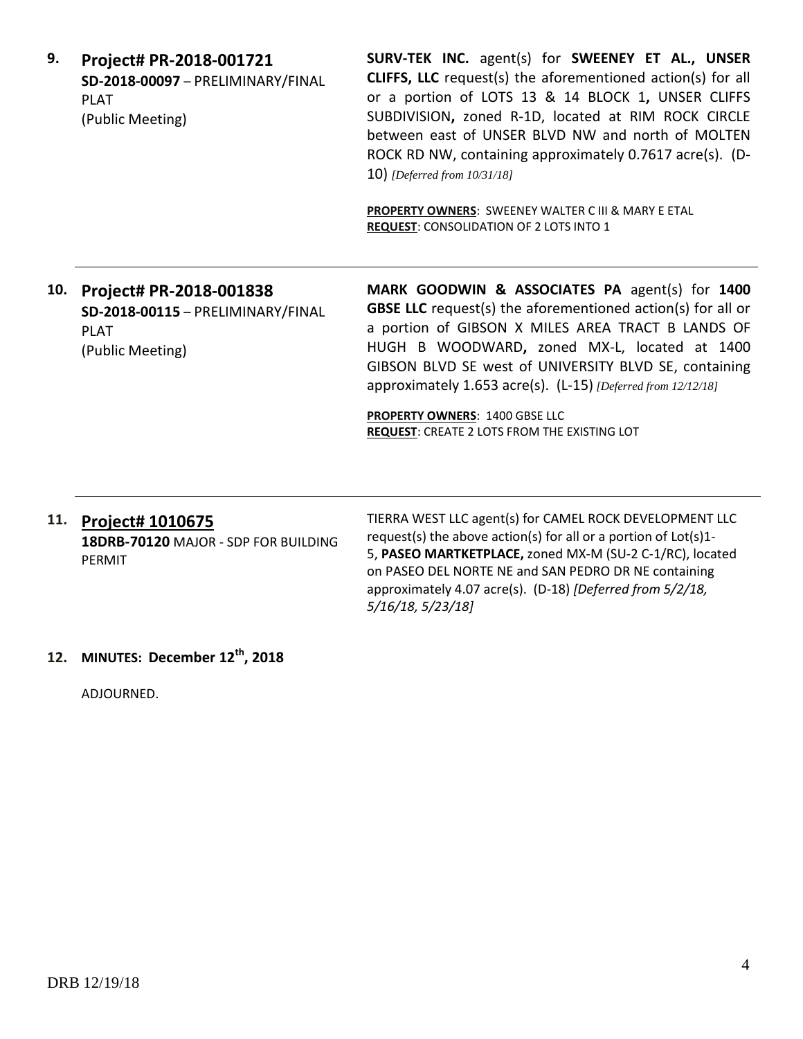**9. Project# PR-2018-001721**
**SD-2018-00097** – PRELIMINARY/FINAL PLAT
(Public Meeting)

**SURV-TEK INC.** agent(s) for **SWEENEY ET AL., UNSER CLIFFS, LLC** request(s) the aforementioned action(s) for all or a portion of LOTS 13 & 14 BLOCK 1**,** UNSER CLIFFS SUBDIVISION**,** zoned R-1D, located at RIM ROCK CIRCLE between east of UNSER BLVD NW and north of MOLTEN ROCK RD NW, containing approximately 0.7617 acre(s). (D-10) *[Deferred from 10/31/18]*

**PROPERTY OWNERS**: SWEENEY WALTER C III & MARY E ETAL
**REQUEST**: CONSOLIDATION OF 2 LOTS INTO 1

---

**10. Project# PR-2018-001838**
**SD-2018-00115** – PRELIMINARY/FINAL PLAT
(Public Meeting)

**MARK GOODWIN & ASSOCIATES PA** agent(s) for **1400 GBSE LLC** request(s) the aforementioned action(s) for all or a portion of GIBSON X MILES AREA TRACT B LANDS OF HUGH B WOODWARD**,** zoned MX-L, located at 1400 GIBSON BLVD SE west of UNIVERSITY BLVD SE, containing approximately 1.653 acre(s). (L-15) *[Deferred from 12/12/18]*

**PROPERTY OWNERS**: 1400 GBSE LLC
**REQUEST**: CREATE 2 LOTS FROM THE EXISTING LOT

---

**11. Project# 1010675**
**18DRB-70120** MAJOR - SDP FOR BUILDING PERMIT

TIERRA WEST LLC agent(s) for CAMEL ROCK DEVELOPMENT LLC request(s) the above action(s) for all or a portion of Lot(s)1-5, **PASEO MARTKETPLACE,** zoned MX-M (SU-2 C-1/RC), located on PASEO DEL NORTE NE and SAN PEDRO DR NE containing approximately 4.07 acre(s). (D-18) *[Deferred from 5/2/18, 5/16/18, 5/23/18]*

**12. MINUTES: December 12th, 2018**

ADJOURNED.